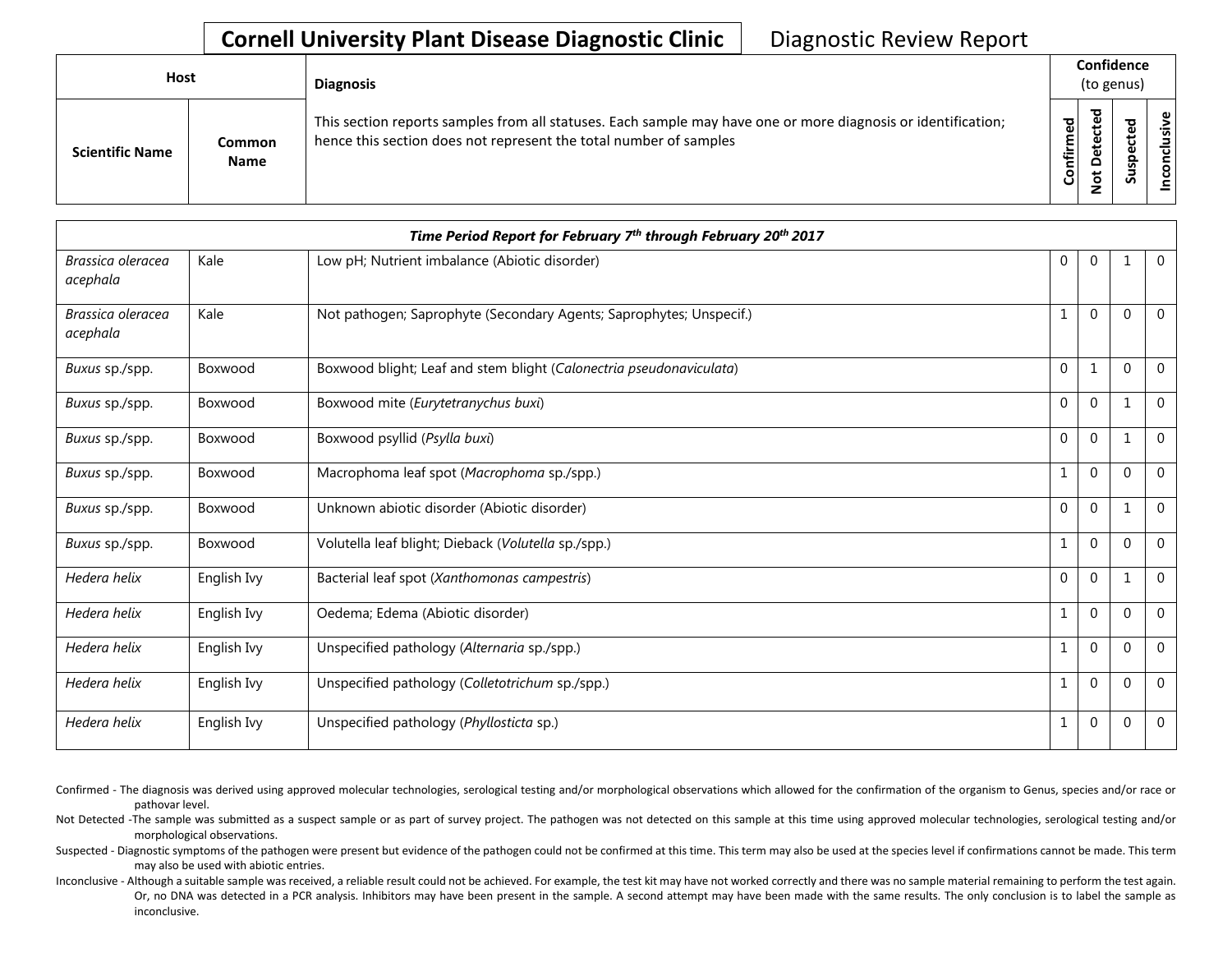# Cornell University Plant Disease Diagnostic Clinic

Diagnostic Review Report

| Host | | Diagnosis | Confidence (to genus) | | | |
|---|---|---|---|---|---|---|
| Scientific Name | Common Name | This section reports samples from all statuses. Each sample may have one or more diagnosis or identification; hence this section does not represent the total number of samples | Confirmed | Not Detected | Suspected | Inconclusive |
| ***Time Period Report for February 7th through February 20th 2017*** | | | | | | |
| *Brassica oleracea acephala* | Kale | Low pH; Nutrient imbalance (Abiotic disorder) | 0 | 0 | 1 | 0 |
| *Brassica oleracea acephala* | Kale | Not pathogen; Saprophyte (Secondary Agents; Saprophytes; Unspecif.) | 1 | 0 | 0 | 0 |
| *Buxus* sp./spp. | Boxwood | Boxwood blight; Leaf and stem blight (*Calonectria pseudonaviculata*) | 0 | 1 | 0 | 0 |
| *Buxus* sp./spp. | Boxwood | Boxwood mite (*Eurytetranychus buxi*) | 0 | 0 | 1 | 0 |
| *Buxus* sp./spp. | Boxwood | Boxwood psyllid (*Psylla buxi*) | 0 | 0 | 1 | 0 |
| *Buxus* sp./spp. | Boxwood | Macrophoma leaf spot (*Macrophoma* sp./spp.) | 1 | 0 | 0 | 0 |
| *Buxus* sp./spp. | Boxwood | Unknown abiotic disorder (Abiotic disorder) | 0 | 0 | 1 | 0 |
| *Buxus* sp./spp. | Boxwood | Volutella leaf blight; Dieback (*Volutella* sp./spp.) | 1 | 0 | 0 | 0 |
| *Hedera helix* | English Ivy | Bacterial leaf spot (*Xanthomonas campestris*) | 0 | 0 | 1 | 0 |
| *Hedera helix* | English Ivy | Oedema; Edema (Abiotic disorder) | 1 | 0 | 0 | 0 |
| *Hedera helix* | English Ivy | Unspecified pathology (*Alternaria* sp./spp.) | 1 | 0 | 0 | 0 |
| *Hedera helix* | English Ivy | Unspecified pathology (*Colletotrichum* sp./spp.) | 1 | 0 | 0 | 0 |
| *Hedera helix* | English Ivy | Unspecified pathology (*Phyllosticta* sp.) | 1 | 0 | 0 | 0 |

Confirmed - The diagnosis was derived using approved molecular technologies, serological testing and/or morphological observations which allowed for the confirmation of the organism to Genus, species and/or race or pathovar level.

Not Detected -The sample was submitted as a suspect sample or as part of survey project. The pathogen was not detected on this sample at this time using approved molecular technologies, serological testing and/or morphological observations.

Suspected - Diagnostic symptoms of the pathogen were present but evidence of the pathogen could not be confirmed at this time. This term may also be used at the species level if confirmations cannot be made. This term may also be used with abiotic entries.

Inconclusive - Although a suitable sample was received, a reliable result could not be achieved. For example, the test kit may have not worked correctly and there was no sample material remaining to perform the test again. Or, no DNA was detected in a PCR analysis. Inhibitors may have been present in the sample. A second attempt may have been made with the same results. The only conclusion is to label the sample as inconclusive.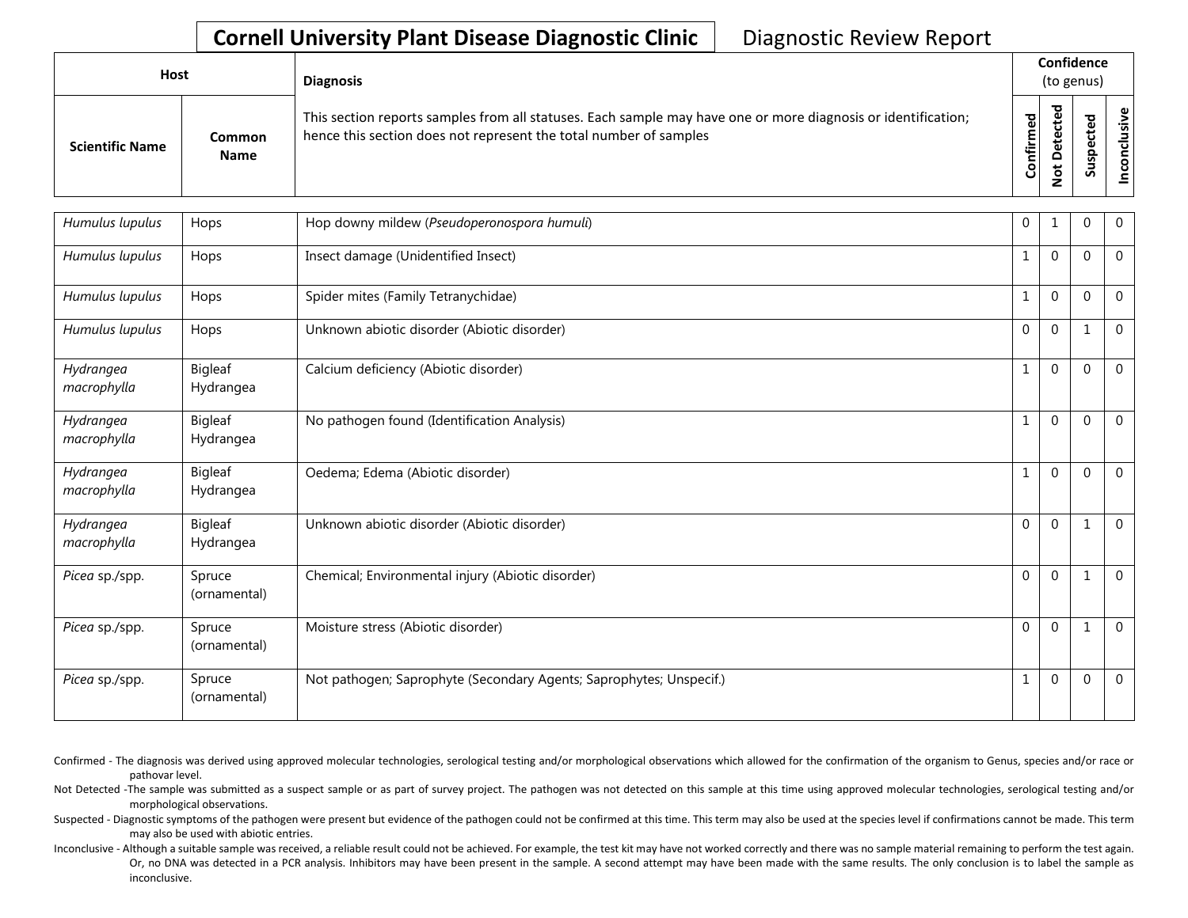**Cornell University Plant Disease Diagnostic Clinic** Diagnostic Review Report

| Host | | Diagnosis | Confidence (to genus) | | | |
|---|---|---|---|---|---|---|
| Scientific Name | Common Name | This section reports samples from all statuses. Each sample may have one or more diagnosis or identification; hence this section does not represent the total number of samples | Confirmed | Not Detected | Suspected | Inconclusive |
| *Humulus lupulus* | Hops | Hop downy mildew (*Pseudoperonospora humuli*) | 0 | 1 | 0 | 0 |
| *Humulus lupulus* | Hops | Insect damage (Unidentified Insect) | 1 | 0 | 0 | 0 |
| *Humulus lupulus* | Hops | Spider mites (Family Tetranychidae) | 1 | 0 | 0 | 0 |
| *Humulus lupulus* | Hops | Unknown abiotic disorder (Abiotic disorder) | 0 | 0 | 1 | 0 |
| *Hydrangea macrophylla* | Bigleaf Hydrangea | Calcium deficiency (Abiotic disorder) | 1 | 0 | 0 | 0 |
| *Hydrangea macrophylla* | Bigleaf Hydrangea | No pathogen found (Identification Analysis) | 1 | 0 | 0 | 0 |
| *Hydrangea macrophylla* | Bigleaf Hydrangea | Oedema; Edema (Abiotic disorder) | 1 | 0 | 0 | 0 |
| *Hydrangea macrophylla* | Bigleaf Hydrangea | Unknown abiotic disorder (Abiotic disorder) | 0 | 0 | 1 | 0 |
| *Picea* sp./spp. | Spruce (ornamental) | Chemical; Environmental injury (Abiotic disorder) | 0 | 0 | 1 | 0 |
| *Picea* sp./spp. | Spruce (ornamental) | Moisture stress (Abiotic disorder) | 0 | 0 | 1 | 0 |
| *Picea* sp./spp. | Spruce (ornamental) | Not pathogen; Saprophyte (Secondary Agents; Saprophytes; Unspecif.) | 1 | 0 | 0 | 0 |

Confirmed - The diagnosis was derived using approved molecular technologies, serological testing and/or morphological observations which allowed for the confirmation of the organism to Genus, species and/or race or pathovar level.

Not Detected -The sample was submitted as a suspect sample or as part of survey project. The pathogen was not detected on this sample at this time using approved molecular technologies, serological testing and/or morphological observations.

Suspected - Diagnostic symptoms of the pathogen were present but evidence of the pathogen could not be confirmed at this time. This term may also be used at the species level if confirmations cannot be made. This term may also be used with abiotic entries.

Inconclusive - Although a suitable sample was received, a reliable result could not be achieved. For example, the test kit may have not worked correctly and there was no sample material remaining to perform the test again. Or, no DNA was detected in a PCR analysis. Inhibitors may have been present in the sample. A second attempt may have been made with the same results. The only conclusion is to label the sample as inconclusive.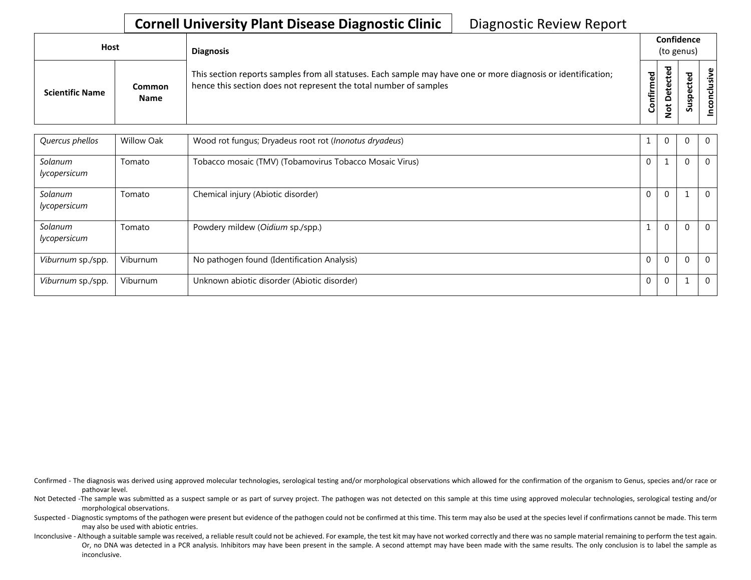# Cornell University Plant Disease Diagnostic Clinic

Diagnostic Review Report

| Host | | Diagnosis | Confidence (to genus) | | | |
|---|---|---|---|---|---|---|
| Scientific Name | Common Name | This section reports samples from all statuses. Each sample may have one or more diagnosis or identification; hence this section does not represent the total number of samples | Confirmed | Not Detected | Suspected | Inconclusive |
| *Quercus phellos* | Willow Oak | Wood rot fungus; Dryadeus root rot (*Inonotus dryadeus*) | 1 | 0 | 0 | 0 |
| *Solanum lycopersicum* | Tomato | Tobacco mosaic (TMV) (Tobamovirus Tobacco Mosaic Virus) | 0 | 1 | 0 | 0 |
| *Solanum lycopersicum* | Tomato | Chemical injury (Abiotic disorder) | 0 | 0 | 1 | 0 |
| *Solanum lycopersicum* | Tomato | Powdery mildew (*Oidium* sp./spp.) | 1 | 0 | 0 | 0 |
| *Viburnum* sp./spp. | Viburnum | No pathogen found (Identification Analysis) | 0 | 0 | 0 | 0 |
| *Viburnum* sp./spp. | Viburnum | Unknown abiotic disorder (Abiotic disorder) | 0 | 0 | 1 | 0 |

Confirmed - The diagnosis was derived using approved molecular technologies, serological testing and/or morphological observations which allowed for the confirmation of the organism to Genus, species and/or race or pathovar level.

Not Detected -The sample was submitted as a suspect sample or as part of survey project. The pathogen was not detected on this sample at this time using approved molecular technologies, serological testing and/or morphological observations.

Suspected - Diagnostic symptoms of the pathogen were present but evidence of the pathogen could not be confirmed at this time. This term may also be used at the species level if confirmations cannot be made. This term may also be used with abiotic entries.

Inconclusive - Although a suitable sample was received, a reliable result could not be achieved. For example, the test kit may have not worked correctly and there was no sample material remaining to perform the test again. Or, no DNA was detected in a PCR analysis. Inhibitors may have been present in the sample. A second attempt may have been made with the same results. The only conclusion is to label the sample as inconclusive.